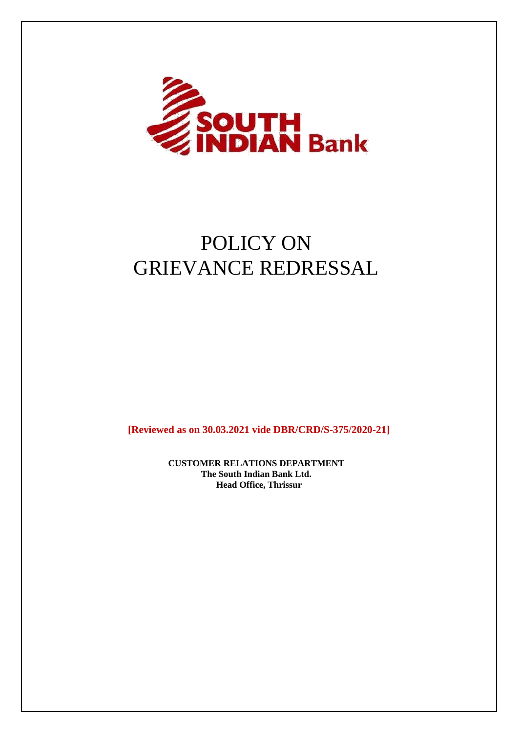# POLICY ON
# GRIEVANCE REDRESSAL

**[Reviewed as on 30.03.2021 vide DBR/CRD/S-375/2020-21]**

**CUSTOMER RELATIONS DEPARTMENT**
**The South Indian Bank Ltd.**
**Head Office, Thrissur**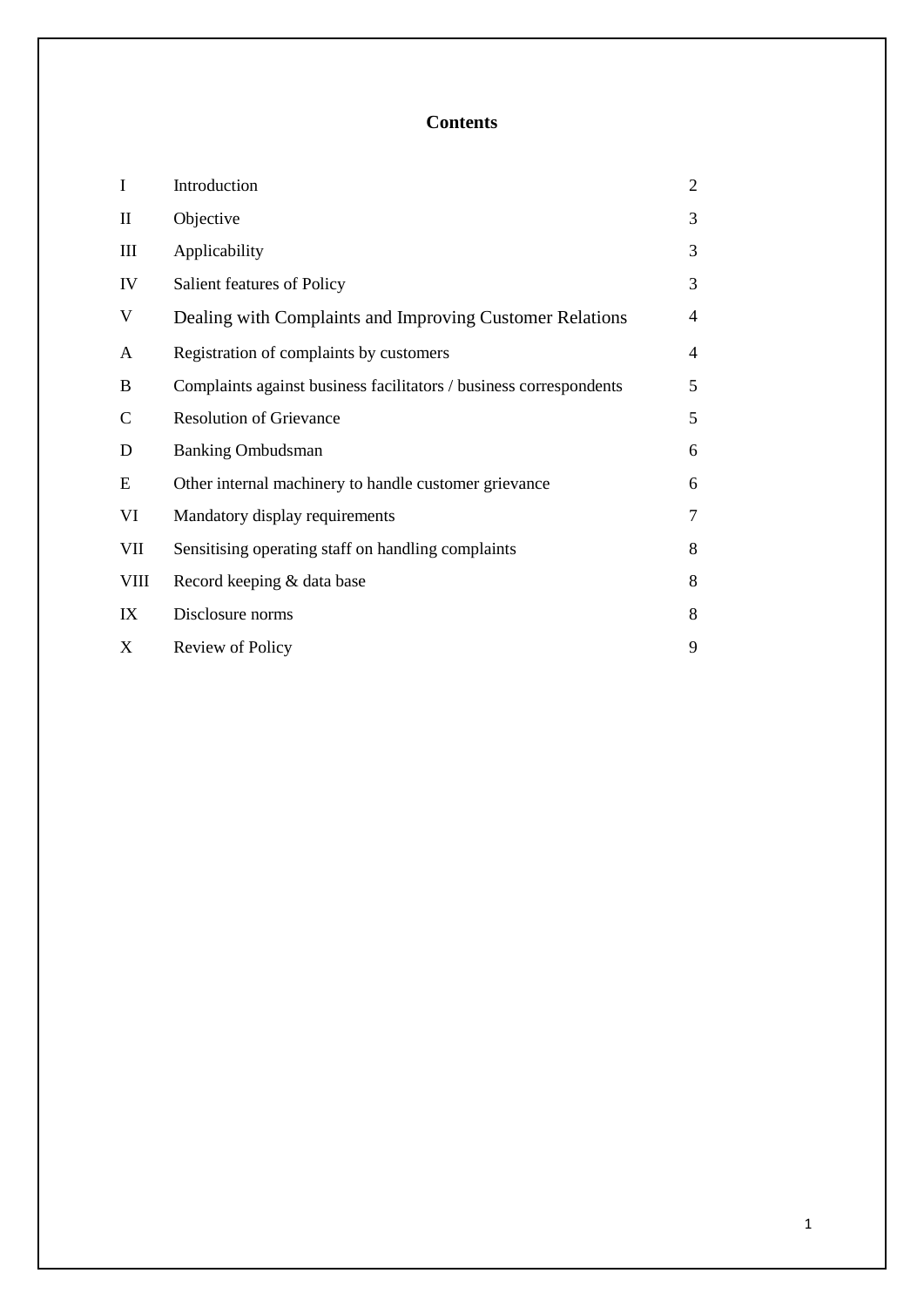# Contents

| | | |
|---|---|---|
| I | Introduction | 2 |
| II | Objective | 3 |
| III | Applicability | 3 |
| IV | Salient features of Policy | 3 |
| V | Dealing with Complaints and Improving Customer Relations | 4 |
| A | Registration of complaints by customers | 4 |
| B | Complaints against business facilitators / business correspondents | 5 |
| C | Resolution of Grievance | 5 |
| D | Banking Ombudsman | 6 |
| E | Other internal machinery to handle customer grievance | 6 |
| VI | Mandatory display requirements | 7 |
| VII | Sensitising operating staff on handling complaints | 8 |
| VIII | Record keeping & data base | 8 |
| IX | Disclosure norms | 8 |
| X | Review of Policy | 9 |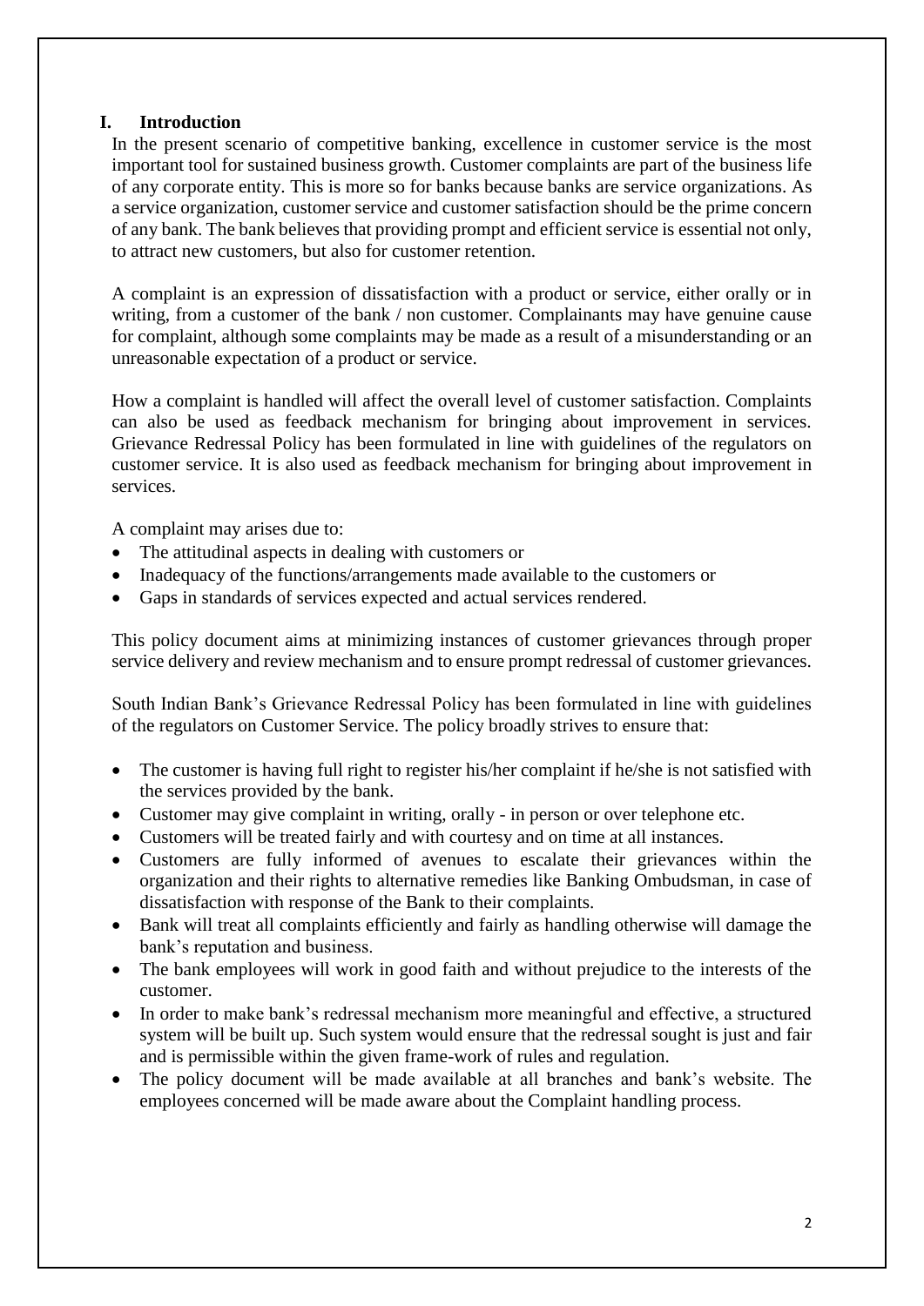## I. Introduction

In the present scenario of competitive banking, excellence in customer service is the most important tool for sustained business growth. Customer complaints are part of the business life of any corporate entity. This is more so for banks because banks are service organizations. As a service organization, customer service and customer satisfaction should be the prime concern of any bank. The bank believes that providing prompt and efficient service is essential not only, to attract new customers, but also for customer retention.

A complaint is an expression of dissatisfaction with a product or service, either orally or in writing, from a customer of the bank / non customer. Complainants may have genuine cause for complaint, although some complaints may be made as a result of a misunderstanding or an unreasonable expectation of a product or service.

How a complaint is handled will affect the overall level of customer satisfaction. Complaints can also be used as feedback mechanism for bringing about improvement in services. Grievance Redressal Policy has been formulated in line with guidelines of the regulators on customer service. It is also used as feedback mechanism for bringing about improvement in services.

A complaint may arises due to:

- The attitudinal aspects in dealing with customers or
- Inadequacy of the functions/arrangements made available to the customers or
- Gaps in standards of services expected and actual services rendered.

This policy document aims at minimizing instances of customer grievances through proper service delivery and review mechanism and to ensure prompt redressal of customer grievances.

South Indian Bank's Grievance Redressal Policy has been formulated in line with guidelines of the regulators on Customer Service. The policy broadly strives to ensure that:

- The customer is having full right to register his/her complaint if he/she is not satisfied with the services provided by the bank.
- Customer may give complaint in writing, orally - in person or over telephone etc.
- Customers will be treated fairly and with courtesy and on time at all instances.
- Customers are fully informed of avenues to escalate their grievances within the organization and their rights to alternative remedies like Banking Ombudsman, in case of dissatisfaction with response of the Bank to their complaints.
- Bank will treat all complaints efficiently and fairly as handling otherwise will damage the bank's reputation and business.
- The bank employees will work in good faith and without prejudice to the interests of the customer.
- In order to make bank's redressal mechanism more meaningful and effective, a structured system will be built up. Such system would ensure that the redressal sought is just and fair and is permissible within the given frame-work of rules and regulation.
- The policy document will be made available at all branches and bank's website. The employees concerned will be made aware about the Complaint handling process.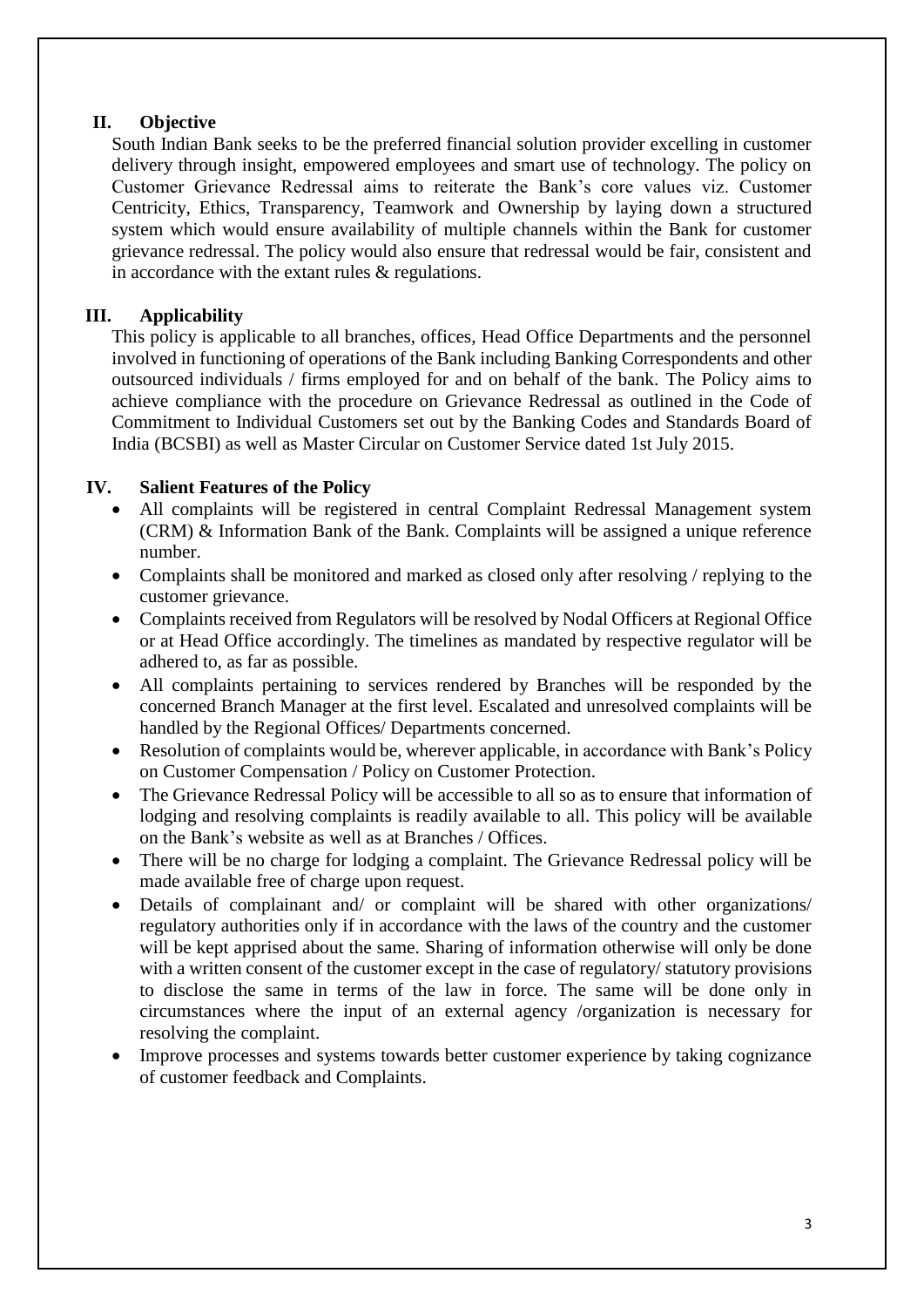## II. Objective

South Indian Bank seeks to be the preferred financial solution provider excelling in customer delivery through insight, empowered employees and smart use of technology. The policy on Customer Grievance Redressal aims to reiterate the Bank's core values viz. Customer Centricity, Ethics, Transparency, Teamwork and Ownership by laying down a structured system which would ensure availability of multiple channels within the Bank for customer grievance redressal. The policy would also ensure that redressal would be fair, consistent and in accordance with the extant rules & regulations.

## III. Applicability

This policy is applicable to all branches, offices, Head Office Departments and the personnel involved in functioning of operations of the Bank including Banking Correspondents and other outsourced individuals / firms employed for and on behalf of the bank. The Policy aims to achieve compliance with the procedure on Grievance Redressal as outlined in the Code of Commitment to Individual Customers set out by the Banking Codes and Standards Board of India (BCSBI) as well as Master Circular on Customer Service dated 1st July 2015.

## IV. Salient Features of the Policy

- All complaints will be registered in central Complaint Redressal Management system (CRM) & Information Bank of the Bank. Complaints will be assigned a unique reference number.
- Complaints shall be monitored and marked as closed only after resolving / replying to the customer grievance.
- Complaints received from Regulators will be resolved by Nodal Officers at Regional Office or at Head Office accordingly. The timelines as mandated by respective regulator will be adhered to, as far as possible.
- All complaints pertaining to services rendered by Branches will be responded by the concerned Branch Manager at the first level. Escalated and unresolved complaints will be handled by the Regional Offices/ Departments concerned.
- Resolution of complaints would be, wherever applicable, in accordance with Bank's Policy on Customer Compensation / Policy on Customer Protection.
- The Grievance Redressal Policy will be accessible to all so as to ensure that information of lodging and resolving complaints is readily available to all. This policy will be available on the Bank's website as well as at Branches / Offices.
- There will be no charge for lodging a complaint. The Grievance Redressal policy will be made available free of charge upon request.
- Details of complainant and/ or complaint will be shared with other organizations/ regulatory authorities only if in accordance with the laws of the country and the customer will be kept apprised about the same. Sharing of information otherwise will only be done with a written consent of the customer except in the case of regulatory/ statutory provisions to disclose the same in terms of the law in force. The same will be done only in circumstances where the input of an external agency /organization is necessary for resolving the complaint.
- Improve processes and systems towards better customer experience by taking cognizance of customer feedback and Complaints.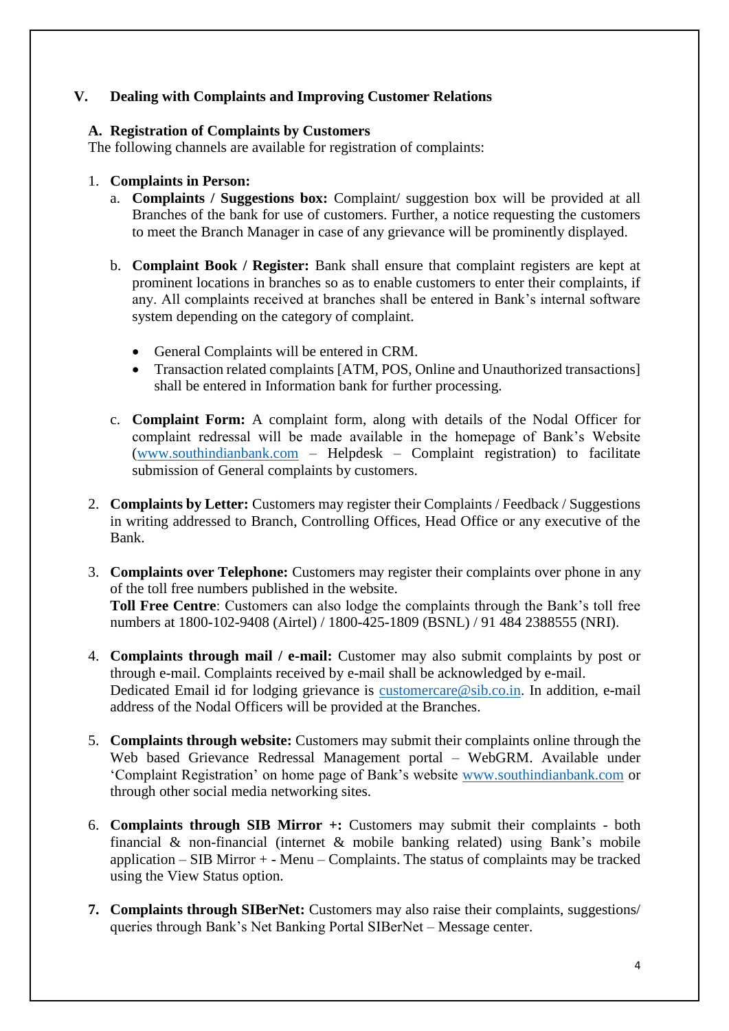## V. Dealing with Complaints and Improving Customer Relations

### A. Registration of Complaints by Customers

The following channels are available for registration of complaints:

1. **Complaints in Person:**
   a. **Complaints / Suggestions box:** Complaint/ suggestion box will be provided at all Branches of the bank for use of customers. Further, a notice requesting the customers to meet the Branch Manager in case of any grievance will be prominently displayed.

   b. **Complaint Book / Register:** Bank shall ensure that complaint registers are kept at prominent locations in branches so as to enable customers to enter their complaints, if any. All complaints received at branches shall be entered in Bank's internal software system depending on the category of complaint.

      - General Complaints will be entered in CRM.
      - Transaction related complaints [ATM, POS, Online and Unauthorized transactions] shall be entered in Information bank for further processing.

   c. **Complaint Form:** A complaint form, along with details of the Nodal Officer for complaint redressal will be made available in the homepage of Bank's Website (www.southindianbank.com – Helpdesk – Complaint registration) to facilitate submission of General complaints by customers.

2. **Complaints by Letter:** Customers may register their Complaints / Feedback / Suggestions in writing addressed to Branch, Controlling Offices, Head Office or any executive of the Bank.

3. **Complaints over Telephone:** Customers may register their complaints over phone in any of the toll free numbers published in the website.
   **Toll Free Centre**: Customers can also lodge the complaints through the Bank's toll free numbers at 1800-102-9408 (Airtel) / 1800-425-1809 (BSNL) / 91 484 2388555 (NRI).

4. **Complaints through mail / e-mail:** Customer may also submit complaints by post or through e-mail. Complaints received by e-mail shall be acknowledged by e-mail.
   Dedicated Email id for lodging grievance is customercare@sib.co.in. In addition, e-mail address of the Nodal Officers will be provided at the Branches.

5. **Complaints through website:** Customers may submit their complaints online through the Web based Grievance Redressal Management portal – WebGRM. Available under 'Complaint Registration' on home page of Bank's website www.southindianbank.com or through other social media networking sites.

6. **Complaints through SIB Mirror +:** Customers may submit their complaints - both financial & non-financial (internet & mobile banking related) using Bank's mobile application – SIB Mirror + - Menu – Complaints. The status of complaints may be tracked using the View Status option.

7. **Complaints through SIBerNet:** Customers may also raise their complaints, suggestions/ queries through Bank's Net Banking Portal SIBerNet – Message center.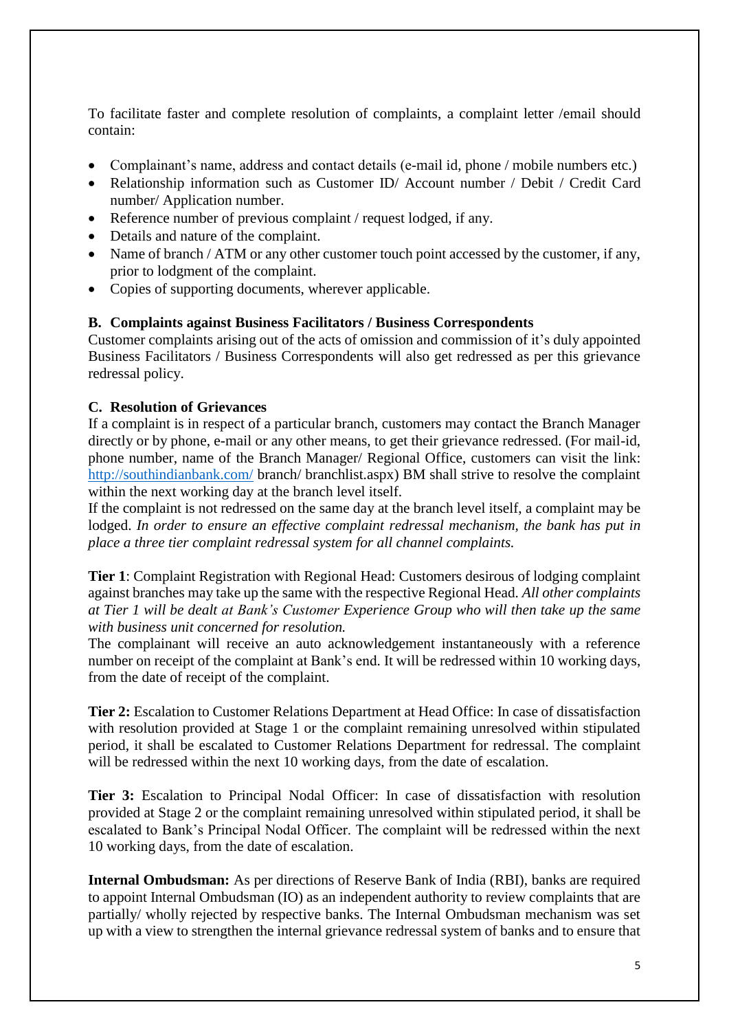To facilitate faster and complete resolution of complaints, a complaint letter /email should contain:

- Complainant's name, address and contact details (e-mail id, phone / mobile numbers etc.)
- Relationship information such as Customer ID/ Account number / Debit / Credit Card number/ Application number.
- Reference number of previous complaint / request lodged, if any.
- Details and nature of the complaint.
- Name of branch / ATM or any other customer touch point accessed by the customer, if any, prior to lodgment of the complaint.
- Copies of supporting documents, wherever applicable.

**B. Complaints against Business Facilitators / Business Correspondents**

Customer complaints arising out of the acts of omission and commission of it's duly appointed Business Facilitators / Business Correspondents will also get redressed as per this grievance redressal policy.

**C. Resolution of Grievances**

If a complaint is in respect of a particular branch, customers may contact the Branch Manager directly or by phone, e-mail or any other means, to get their grievance redressed. (For mail-id, phone number, name of the Branch Manager/ Regional Office, customers can visit the link: [http://southindianbank.com/](http://southindianbank.com/) branch/ branchlist.aspx) BM shall strive to resolve the complaint within the next working day at the branch level itself.

If the complaint is not redressed on the same day at the branch level itself, a complaint may be lodged. *In order to ensure an effective complaint redressal mechanism, the bank has put in place a three tier complaint redressal system for all channel complaints.*

**Tier 1**: Complaint Registration with Regional Head: Customers desirous of lodging complaint against branches may take up the same with the respective Regional Head. *All other complaints at Tier 1 will be dealt at Bank's Customer Experience Group who will then take up the same with business unit concerned for resolution.*

The complainant will receive an auto acknowledgement instantaneously with a reference number on receipt of the complaint at Bank's end. It will be redressed within 10 working days, from the date of receipt of the complaint.

**Tier 2:** Escalation to Customer Relations Department at Head Office: In case of dissatisfaction with resolution provided at Stage 1 or the complaint remaining unresolved within stipulated period, it shall be escalated to Customer Relations Department for redressal. The complaint will be redressed within the next 10 working days, from the date of escalation.

**Tier 3:** Escalation to Principal Nodal Officer: In case of dissatisfaction with resolution provided at Stage 2 or the complaint remaining unresolved within stipulated period, it shall be escalated to Bank's Principal Nodal Officer. The complaint will be redressed within the next 10 working days, from the date of escalation.

**Internal Ombudsman:** As per directions of Reserve Bank of India (RBI), banks are required to appoint Internal Ombudsman (IO) as an independent authority to review complaints that are partially/ wholly rejected by respective banks. The Internal Ombudsman mechanism was set up with a view to strengthen the internal grievance redressal system of banks and to ensure that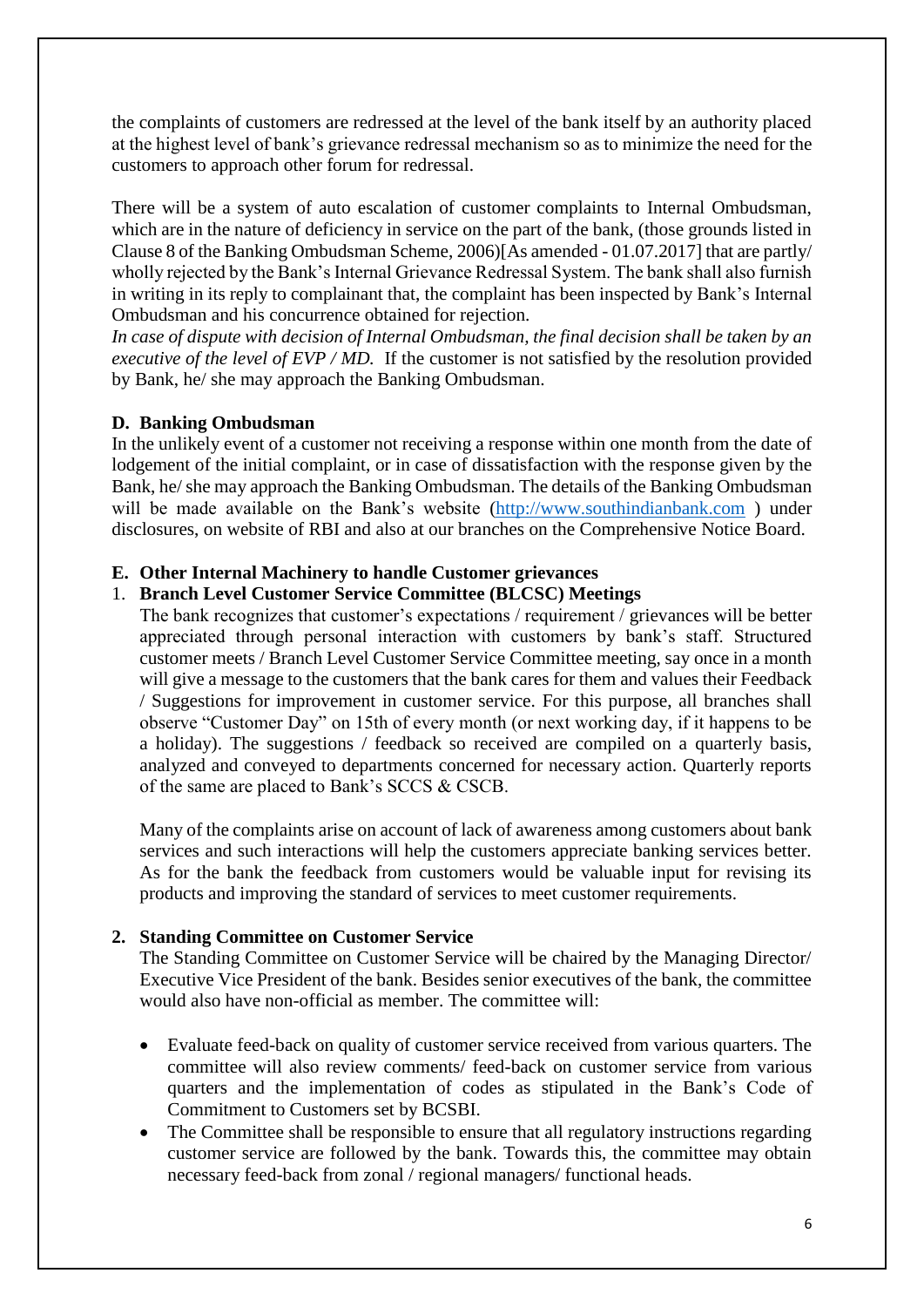the complaints of customers are redressed at the level of the bank itself by an authority placed at the highest level of bank's grievance redressal mechanism so as to minimize the need for the customers to approach other forum for redressal.

There will be a system of auto escalation of customer complaints to Internal Ombudsman, which are in the nature of deficiency in service on the part of the bank, (those grounds listed in Clause 8 of the Banking Ombudsman Scheme, 2006)[As amended - 01.07.2017] that are partly/ wholly rejected by the Bank's Internal Grievance Redressal System. The bank shall also furnish in writing in its reply to complainant that, the complaint has been inspected by Bank's Internal Ombudsman and his concurrence obtained for rejection.
*In case of dispute with decision of Internal Ombudsman, the final decision shall be taken by an executive of the level of EVP / MD.* If the customer is not satisfied by the resolution provided by Bank, he/ she may approach the Banking Ombudsman.

**D. Banking Ombudsman**

In the unlikely event of a customer not receiving a response within one month from the date of lodgement of the initial complaint, or in case of dissatisfaction with the response given by the Bank, he/ she may approach the Banking Ombudsman. The details of the Banking Ombudsman will be made available on the Bank's website ([http://www.southindianbank.com](http://www.southindianbank.com) ) under disclosures, on website of RBI and also at our branches on the Comprehensive Notice Board.

**E. Other Internal Machinery to handle Customer grievances**

1. **Branch Level Customer Service Committee (BLCSC) Meetings**

   The bank recognizes that customer's expectations / requirement / grievances will be better appreciated through personal interaction with customers by bank's staff. Structured customer meets / Branch Level Customer Service Committee meeting, say once in a month will give a message to the customers that the bank cares for them and values their Feedback / Suggestions for improvement in customer service. For this purpose, all branches shall observe "Customer Day" on 15th of every month (or next working day, if it happens to be a holiday). The suggestions / feedback so received are compiled on a quarterly basis, analyzed and conveyed to departments concerned for necessary action. Quarterly reports of the same are placed to Bank's SCCS & CSCB.

   Many of the complaints arise on account of lack of awareness among customers about bank services and such interactions will help the customers appreciate banking services better. As for the bank the feedback from customers would be valuable input for revising its products and improving the standard of services to meet customer requirements.

2. **Standing Committee on Customer Service**

   The Standing Committee on Customer Service will be chaired by the Managing Director/ Executive Vice President of the bank. Besides senior executives of the bank, the committee would also have non-official as member. The committee will:

   - Evaluate feed-back on quality of customer service received from various quarters. The committee will also review comments/ feed-back on customer service from various quarters and the implementation of codes as stipulated in the Bank's Code of Commitment to Customers set by BCSBI.
   - The Committee shall be responsible to ensure that all regulatory instructions regarding customer service are followed by the bank. Towards this, the committee may obtain necessary feed-back from zonal / regional managers/ functional heads.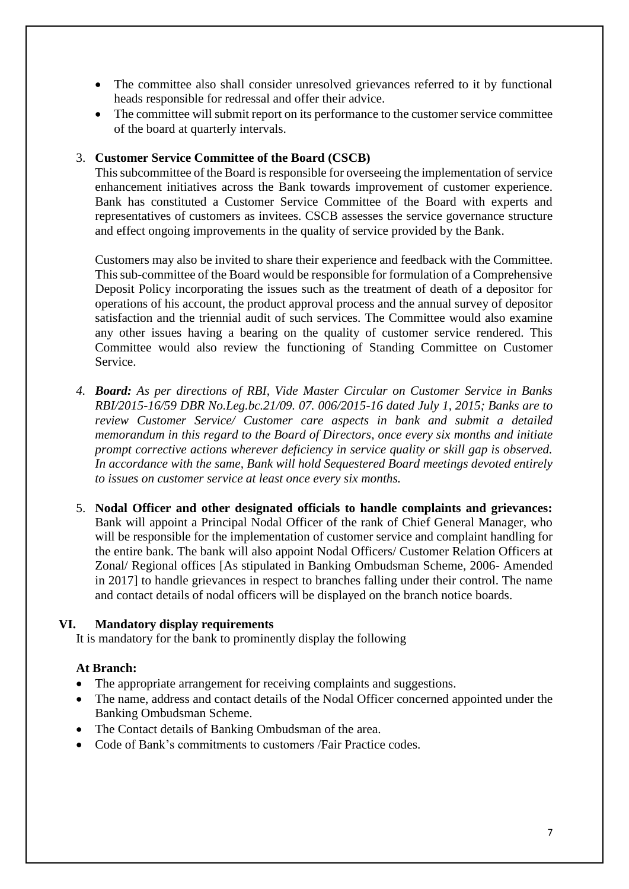- The committee also shall consider unresolved grievances referred to it by functional heads responsible for redressal and offer their advice.
- The committee will submit report on its performance to the customer service committee of the board at quarterly intervals.

3. **Customer Service Committee of the Board (CSCB)**

   This subcommittee of the Board is responsible for overseeing the implementation of service enhancement initiatives across the Bank towards improvement of customer experience. Bank has constituted a Customer Service Committee of the Board with experts and representatives of customers as invitees. CSCB assesses the service governance structure and effect ongoing improvements in the quality of service provided by the Bank.

   Customers may also be invited to share their experience and feedback with the Committee. This sub-committee of the Board would be responsible for formulation of a Comprehensive Deposit Policy incorporating the issues such as the treatment of death of a depositor for operations of his account, the product approval process and the annual survey of depositor satisfaction and the triennial audit of such services. The Committee would also examine any other issues having a bearing on the quality of customer service rendered. This Committee would also review the functioning of Standing Committee on Customer Service.

4. ***Board:*** *As per directions of RBI, Vide Master Circular on Customer Service in Banks RBI/2015-16/59 DBR No.Leg.bc.21/09. 07. 006/2015-16 dated July 1, 2015; Banks are to review Customer Service/ Customer care aspects in bank and submit a detailed memorandum in this regard to the Board of Directors, once every six months and initiate prompt corrective actions wherever deficiency in service quality or skill gap is observed. In accordance with the same, Bank will hold Sequestered Board meetings devoted entirely to issues on customer service at least once every six months.*

5. **Nodal Officer and other designated officials to handle complaints and grievances:** Bank will appoint a Principal Nodal Officer of the rank of Chief General Manager, who will be responsible for the implementation of customer service and complaint handling for the entire bank. The bank will also appoint Nodal Officers/ Customer Relation Officers at Zonal/ Regional offices [As stipulated in Banking Ombudsman Scheme, 2006- Amended in 2017] to handle grievances in respect to branches falling under their control. The name and contact details of nodal officers will be displayed on the branch notice boards.

## VI. Mandatory display requirements

It is mandatory for the bank to prominently display the following

**At Branch:**

- The appropriate arrangement for receiving complaints and suggestions.
- The name, address and contact details of the Nodal Officer concerned appointed under the Banking Ombudsman Scheme.
- The Contact details of Banking Ombudsman of the area.
- Code of Bank's commitments to customers /Fair Practice codes.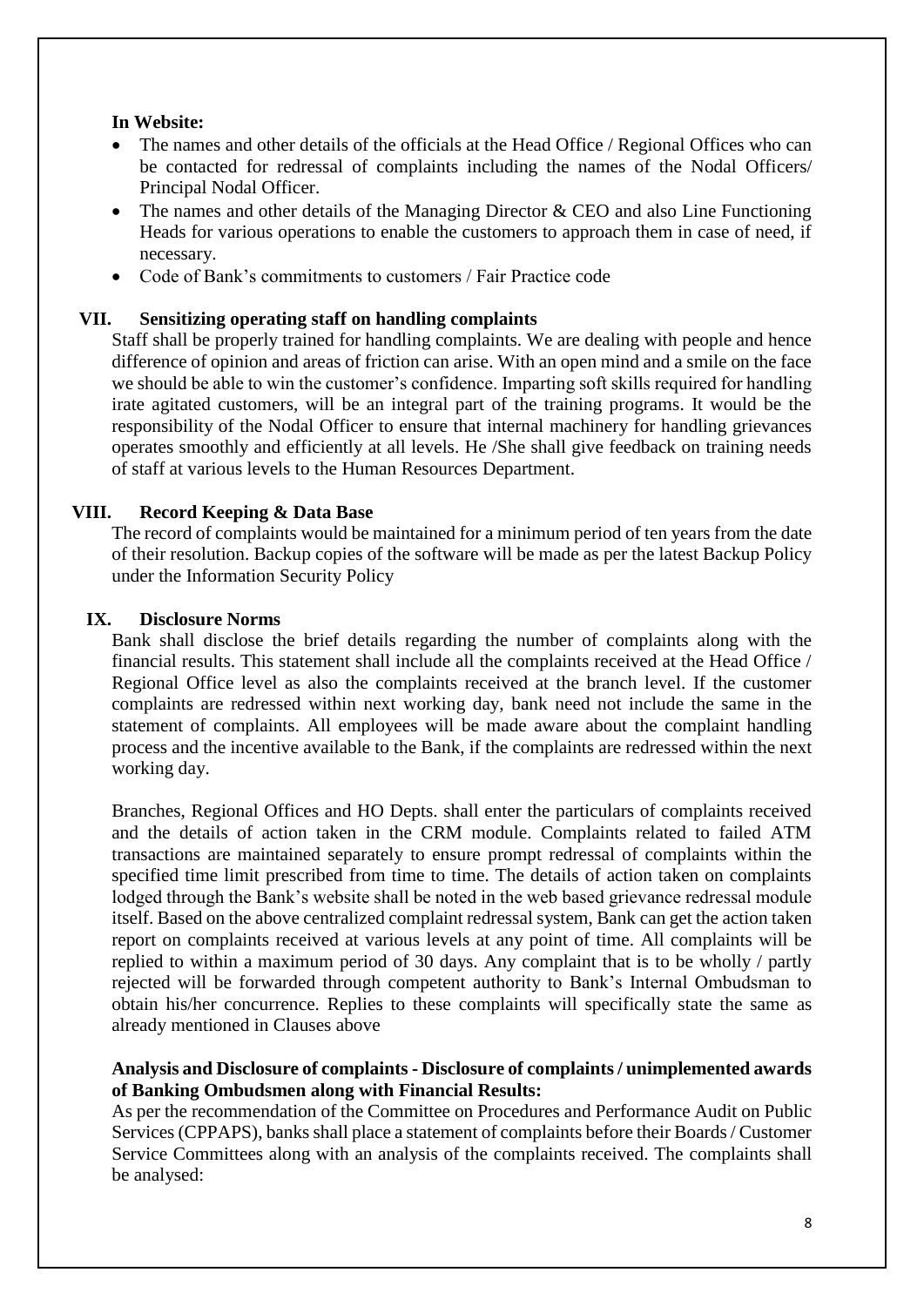**In Website:**

- The names and other details of the officials at the Head Office / Regional Offices who can be contacted for redressal of complaints including the names of the Nodal Officers/ Principal Nodal Officer.
- The names and other details of the Managing Director & CEO and also Line Functioning Heads for various operations to enable the customers to approach them in case of need, if necessary.
- Code of Bank's commitments to customers / Fair Practice code

## VII. Sensitizing operating staff on handling complaints

Staff shall be properly trained for handling complaints. We are dealing with people and hence difference of opinion and areas of friction can arise. With an open mind and a smile on the face we should be able to win the customer's confidence. Imparting soft skills required for handling irate agitated customers, will be an integral part of the training programs. It would be the responsibility of the Nodal Officer to ensure that internal machinery for handling grievances operates smoothly and efficiently at all levels. He /She shall give feedback on training needs of staff at various levels to the Human Resources Department.

## VIII. Record Keeping & Data Base

The record of complaints would be maintained for a minimum period of ten years from the date of their resolution. Backup copies of the software will be made as per the latest Backup Policy under the Information Security Policy

## IX. Disclosure Norms

Bank shall disclose the brief details regarding the number of complaints along with the financial results. This statement shall include all the complaints received at the Head Office / Regional Office level as also the complaints received at the branch level. If the customer complaints are redressed within next working day, bank need not include the same in the statement of complaints. All employees will be made aware about the complaint handling process and the incentive available to the Bank, if the complaints are redressed within the next working day.

Branches, Regional Offices and HO Depts. shall enter the particulars of complaints received and the details of action taken in the CRM module. Complaints related to failed ATM transactions are maintained separately to ensure prompt redressal of complaints within the specified time limit prescribed from time to time. The details of action taken on complaints lodged through the Bank's website shall be noted in the web based grievance redressal module itself. Based on the above centralized complaint redressal system, Bank can get the action taken report on complaints received at various levels at any point of time. All complaints will be replied to within a maximum period of 30 days. Any complaint that is to be wholly / partly rejected will be forwarded through competent authority to Bank's Internal Ombudsman to obtain his/her concurrence. Replies to these complaints will specifically state the same as already mentioned in Clauses above

**Analysis and Disclosure of complaints - Disclosure of complaints / unimplemented awards of Banking Ombudsmen along with Financial Results:**

As per the recommendation of the Committee on Procedures and Performance Audit on Public Services (CPPAPS), banks shall place a statement of complaints before their Boards / Customer Service Committees along with an analysis of the complaints received. The complaints shall be analysed: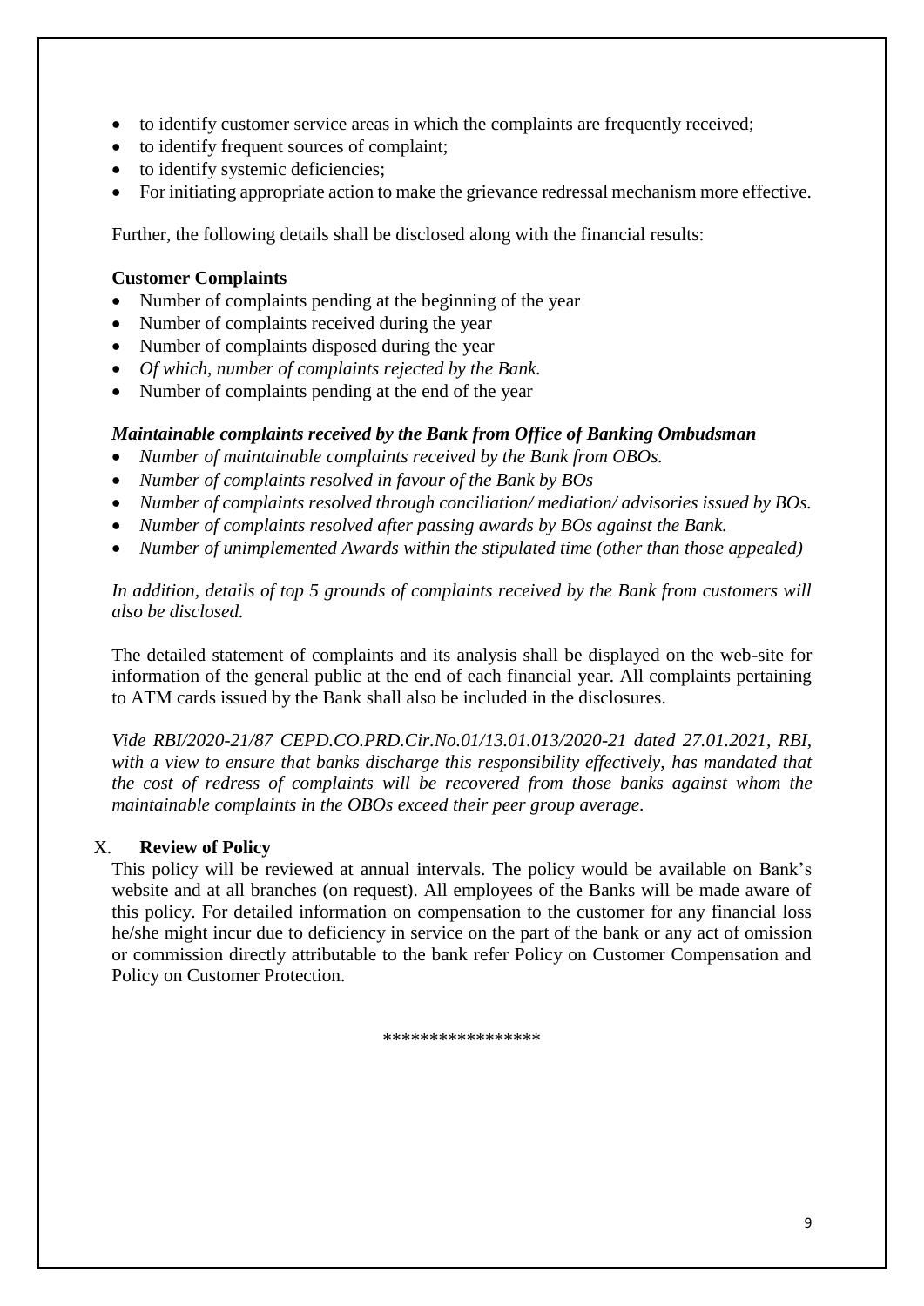- to identify customer service areas in which the complaints are frequently received;
- to identify frequent sources of complaint;
- to identify systemic deficiencies;
- For initiating appropriate action to make the grievance redressal mechanism more effective.

Further, the following details shall be disclosed along with the financial results:

**Customer Complaints**

- Number of complaints pending at the beginning of the year
- Number of complaints received during the year
- Number of complaints disposed during the year
- *Of which, number of complaints rejected by the Bank.*
- Number of complaints pending at the end of the year

***Maintainable complaints received by the Bank from Office of Banking Ombudsman***

- *Number of maintainable complaints received by the Bank from OBOs.*
- *Number of complaints resolved in favour of the Bank by BOs*
- *Number of complaints resolved through conciliation/ mediation/ advisories issued by BOs.*
- *Number of complaints resolved after passing awards by BOs against the Bank.*
- *Number of unimplemented Awards within the stipulated time (other than those appealed)*

*In addition, details of top 5 grounds of complaints received by the Bank from customers will also be disclosed.*

The detailed statement of complaints and its analysis shall be displayed on the web-site for information of the general public at the end of each financial year. All complaints pertaining to ATM cards issued by the Bank shall also be included in the disclosures.

*Vide RBI/2020-21/87 CEPD.CO.PRD.Cir.No.01/13.01.013/2020-21 dated 27.01.2021, RBI, with a view to ensure that banks discharge this responsibility effectively, has mandated that the cost of redress of complaints will be recovered from those banks against whom the maintainable complaints in the OBOs exceed their peer group average.*

## X. Review of Policy

This policy will be reviewed at annual intervals. The policy would be available on Bank's website and at all branches (on request). All employees of the Banks will be made aware of this policy. For detailed information on compensation to the customer for any financial loss he/she might incur due to deficiency in service on the part of the bank or any act of omission or commission directly attributable to the bank refer Policy on Customer Compensation and Policy on Customer Protection.

\*\*\*\*\*\*\*\*\*\*\*\*\*\*\*\*\*